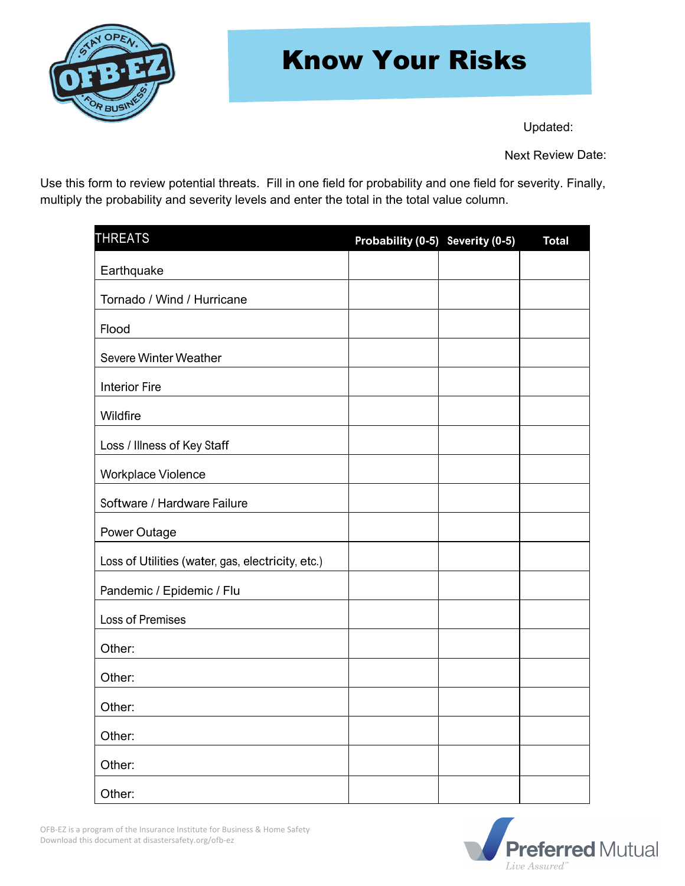# Know Your Risks

Updated:

Next Review Date:

Use this form to review potential threats. Fill in one field for probability and one field for severity. Finally, multiply the probability and severity levels and enter the total in the total value column.

| THREATS | Probability (0-5) | Severity (0-5) | Total |
| --- | --- | --- | --- |
| Earthquake | | | |
| Tornado / Wind / Hurricane | | | |
| Flood | | | |
| Severe Winter Weather | | | |
| Interior Fire | | | |
| Wildfire | | | |
| Loss / Illness of Key Staff | | | |
| Workplace Violence | | | |
| Software / Hardware Failure | | | |
| Power Outage | | | |
| Loss of Utilities (water, gas, electricity, etc.) | | | |
| Pandemic / Epidemic / Flu | | | |
| Loss of Premises | | | |
| Other: | | | |
| Other: | | | |
| Other: | | | |
| Other: | | | |
| Other: | | | |
| Other: | | | |

OFB-EZ is a program of the Insurance Institute for Business & Home Safety
Download this document at disastersafety.org/ofb-ez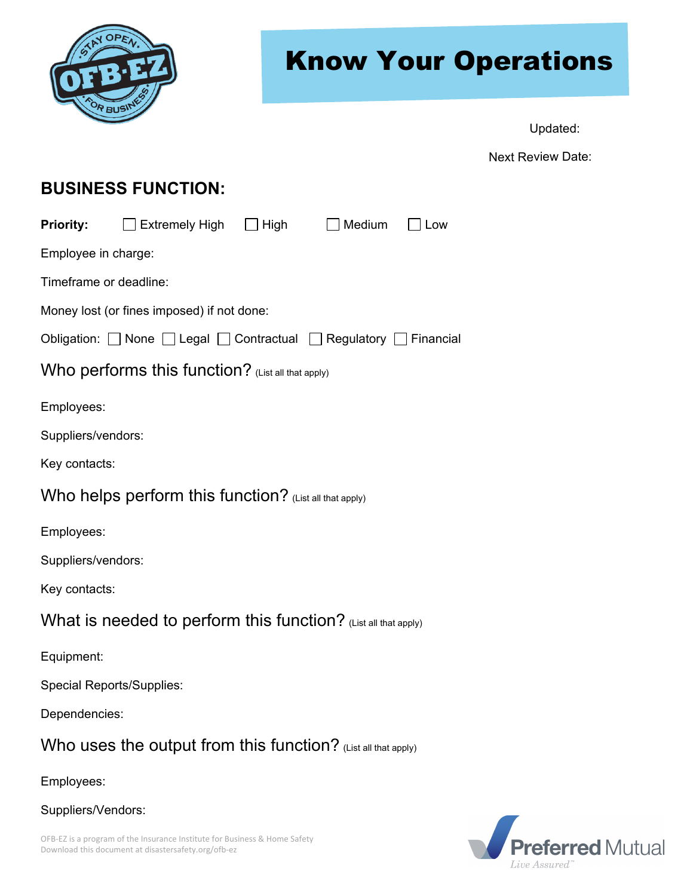# Know Your Operations

Updated:

Next Review Date:

## BUSINESS FUNCTION:

**Priority:** ☐ Extremely High ☐ High ☐ Medium ☐ Low

Employee in charge:

Timeframe or deadline:

Money lost (or fines imposed) if not done:

Obligation: ☐ None ☐ Legal ☐ Contractual ☐ Regulatory ☐ Financial

### Who performs this function? (List all that apply)

Employees:

Suppliers/vendors:

Key contacts:

### Who helps perform this function? (List all that apply)

Employees:

Suppliers/vendors:

Key contacts:

### What is needed to perform this function? (List all that apply)

Equipment:

Special Reports/Supplies:

Dependencies:

### Who uses the output from this function? (List all that apply)

Employees:

Suppliers/Vendors:

OFB-EZ is a program of the Insurance Institute for Business & Home Safety
Download this document at disastersafety.org/ofb-ez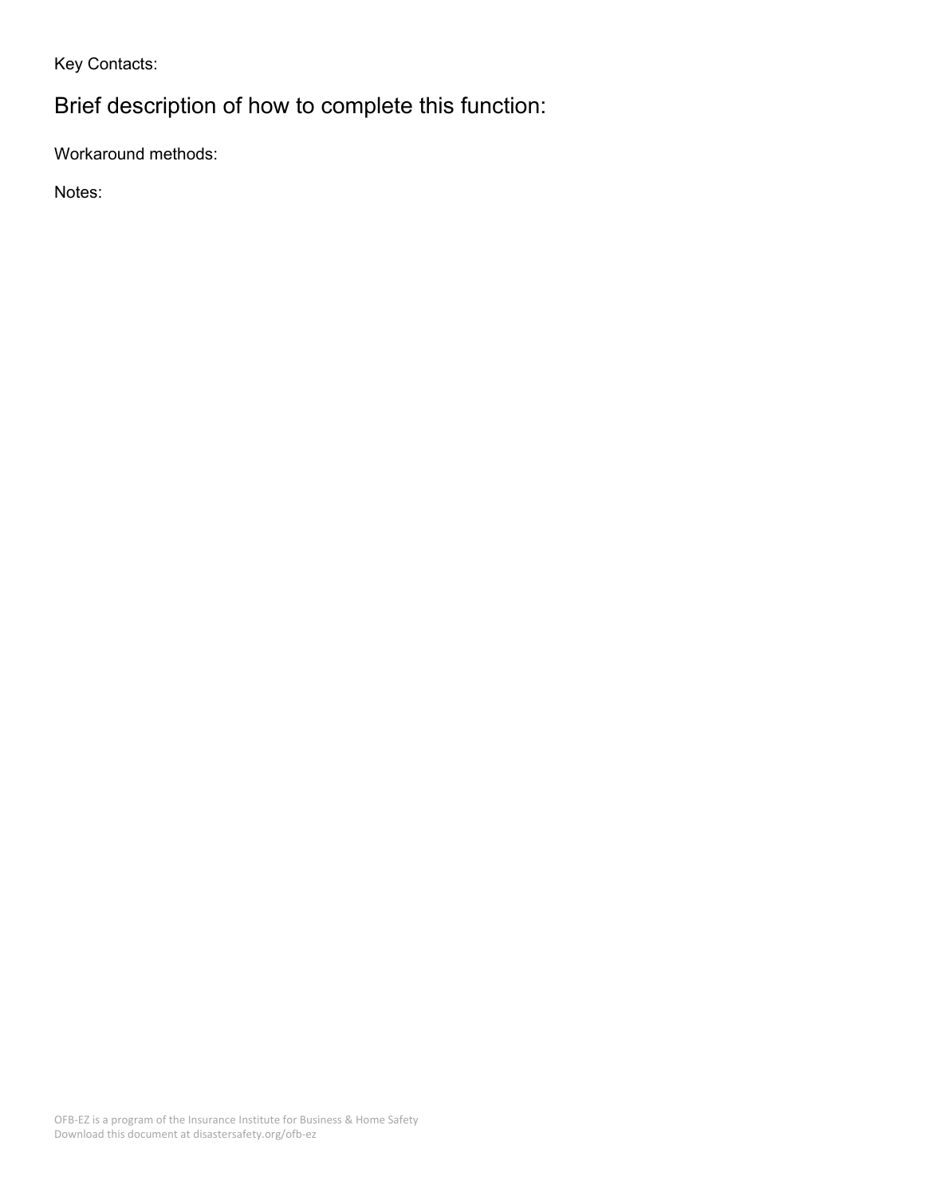Key Contacts:

## Brief description of how to complete this function:

Workaround methods:

Notes: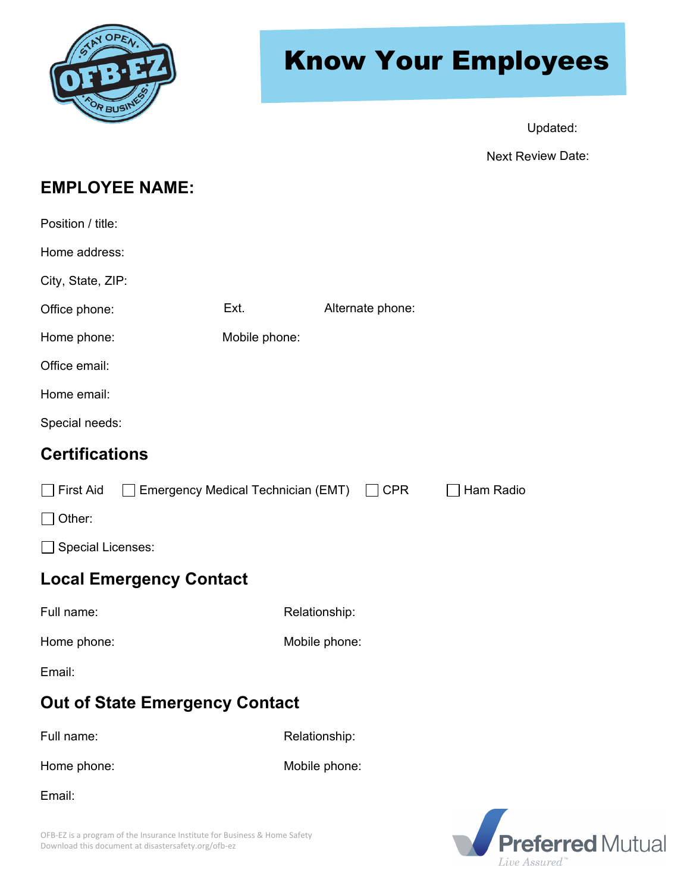# Know Your Employees

Updated:

Next Review Date:

## EMPLOYEE NAME:

Position / title:

Home address:

City, State, ZIP:

Office phone: Ext. Alternate phone:

Home phone: Mobile phone:

Office email:

Home email:

Special needs:

## Certifications

☐ First Aid ☐ Emergency Medical Technician (EMT) ☐ CPR ☐ Ham Radio

☐ Other:

☐ Special Licenses:

## Local Emergency Contact

Full name: Relationship:

Home phone: Mobile phone:

Email:

## Out of State Emergency Contact

Full name: Relationship:

Home phone: Mobile phone:

Email:

OFB-EZ is a program of the Insurance Institute for Business & Home Safety
Download this document at disastersafety.org/ofb-ez

Preferred Mutual
*Live Assured™*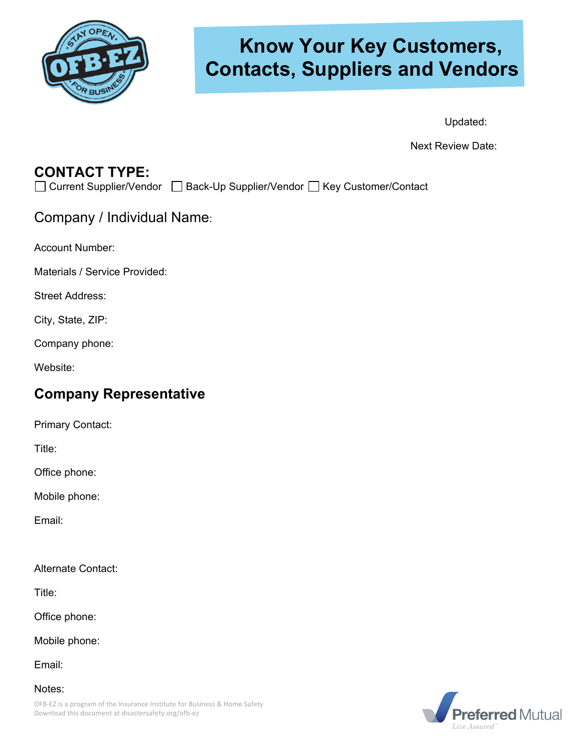# Know Your Key Customers, Contacts, Suppliers and Vendors

Updated:

Next Review Date:

## CONTACT TYPE:

☐ Current Supplier/Vendor ☐ Back-Up Supplier/Vendor ☐ Key Customer/Contact

### Company / Individual Name:

Account Number:

Materials / Service Provided:

Street Address:

City, State, ZIP:

Company phone:

Website:

## Company Representative

Primary Contact:

Title:

Office phone:

Mobile phone:

Email:

Alternate Contact:

Title:

Office phone:

Mobile phone:

Email:

Notes:

OFB-EZ is a program of the Insurance Institute for Business & Home Safety
Download this document at disastersafety.org/ofb-ez

Preferred Mutual
Live Assured™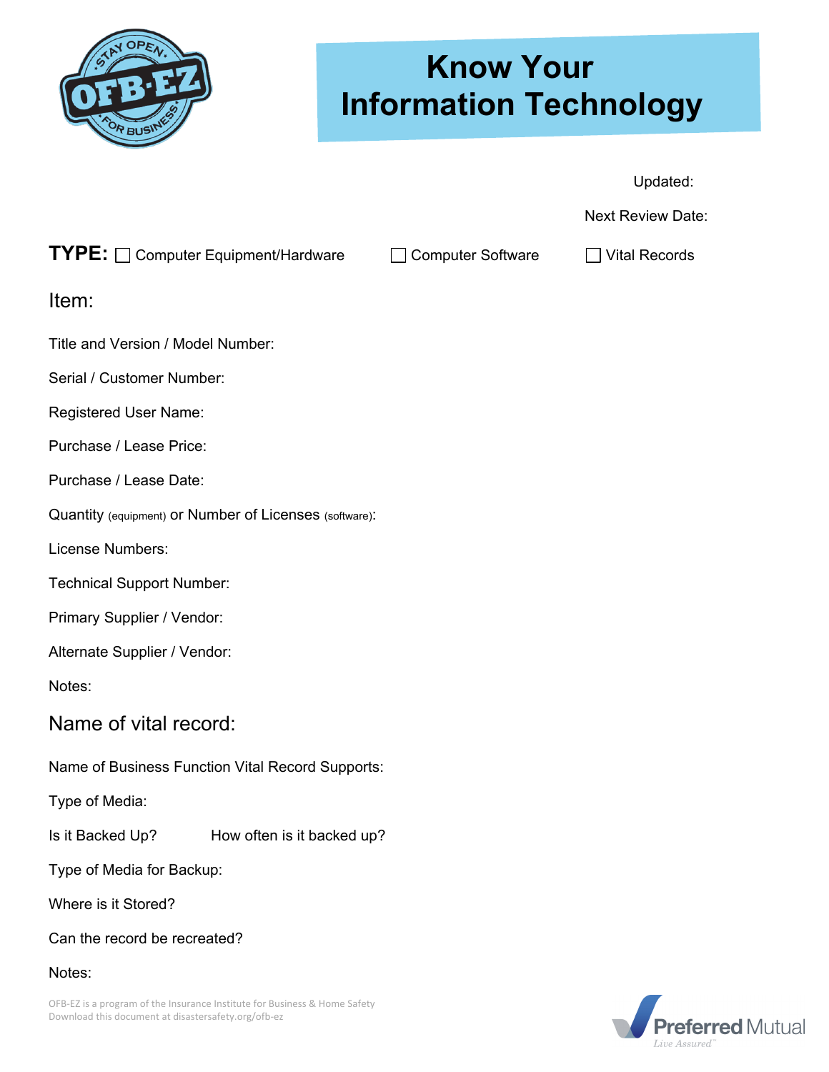# Know Your Information Technology

Updated:

Next Review Date:

**TYPE:** ☐ Computer Equipment/Hardware ☐ Computer Software ☐ Vital Records

## Item:

Title and Version / Model Number:

Serial / Customer Number:

Registered User Name:

Purchase / Lease Price:

Purchase / Lease Date:

Quantity (equipment) or Number of Licenses (software):

License Numbers:

Technical Support Number:

Primary Supplier / Vendor:

Alternate Supplier / Vendor:

Notes:

## Name of vital record:

Name of Business Function Vital Record Supports:

Type of Media:

Is it Backed Up? How often is it backed up?

Type of Media for Backup:

Where is it Stored?

Can the record be recreated?

Notes:

OFB-EZ is a program of the Insurance Institute for Business & Home Safety
Download this document at disastersafety.org/ofb-ez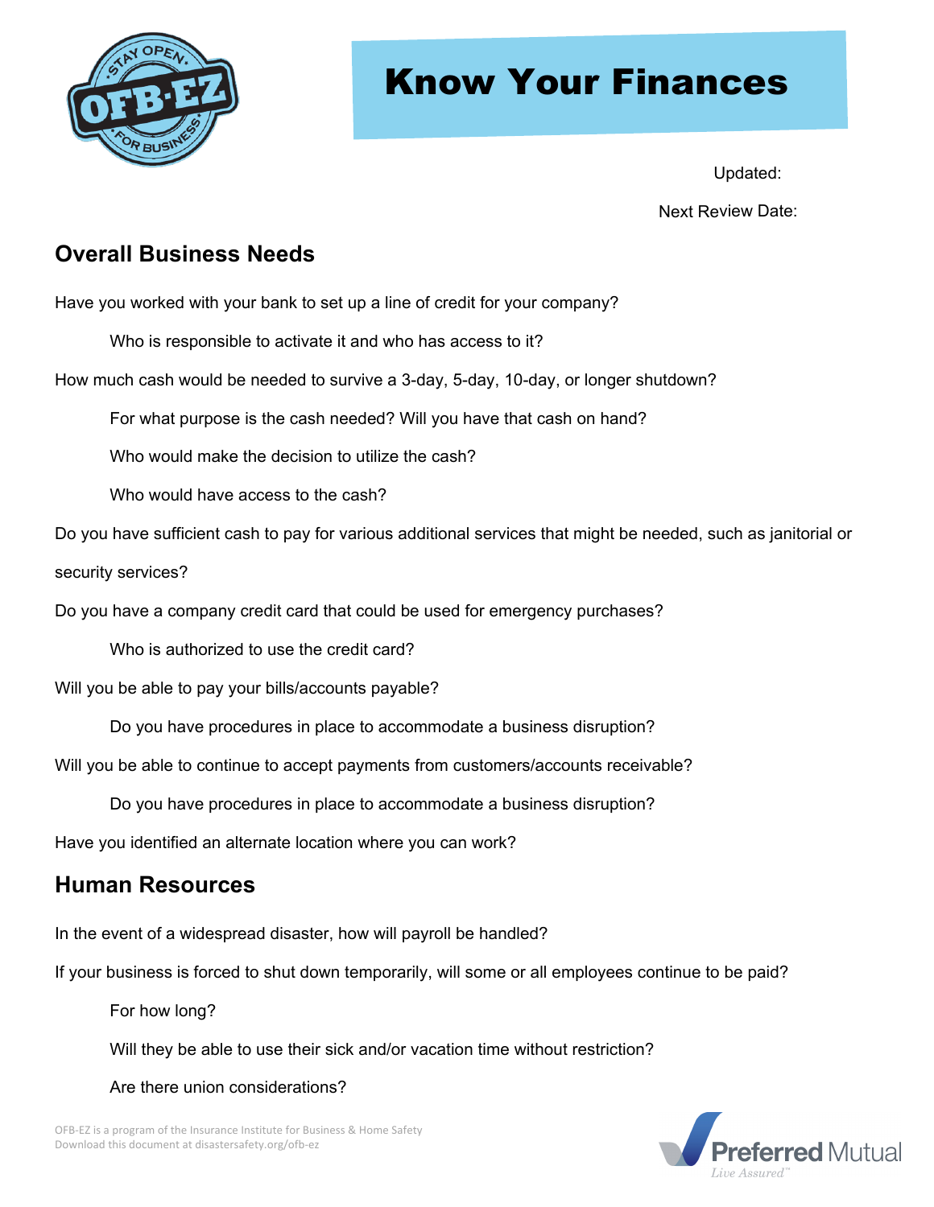# Know Your Finances

Updated:

Next Review Date:

## Overall Business Needs

Have you worked with your bank to set up a line of credit for your company?

- Who is responsible to activate it and who has access to it?

How much cash would be needed to survive a 3-day, 5-day, 10-day, or longer shutdown?

- For what purpose is the cash needed? Will you have that cash on hand?
- Who would make the decision to utilize the cash?
- Who would have access to the cash?

Do you have sufficient cash to pay for various additional services that might be needed, such as janitorial or security services?

Do you have a company credit card that could be used for emergency purchases?

- Who is authorized to use the credit card?

Will you be able to pay your bills/accounts payable?

- Do you have procedures in place to accommodate a business disruption?

Will you be able to continue to accept payments from customers/accounts receivable?

- Do you have procedures in place to accommodate a business disruption?

Have you identified an alternate location where you can work?

## Human Resources

In the event of a widespread disaster, how will payroll be handled?

If your business is forced to shut down temporarily, will some or all employees continue to be paid?

- For how long?
- Will they be able to use their sick and/or vacation time without restriction?
- Are there union considerations?

OFB-EZ is a program of the Insurance Institute for Business & Home Safety
Download this document at disastersafety.org/ofb-ez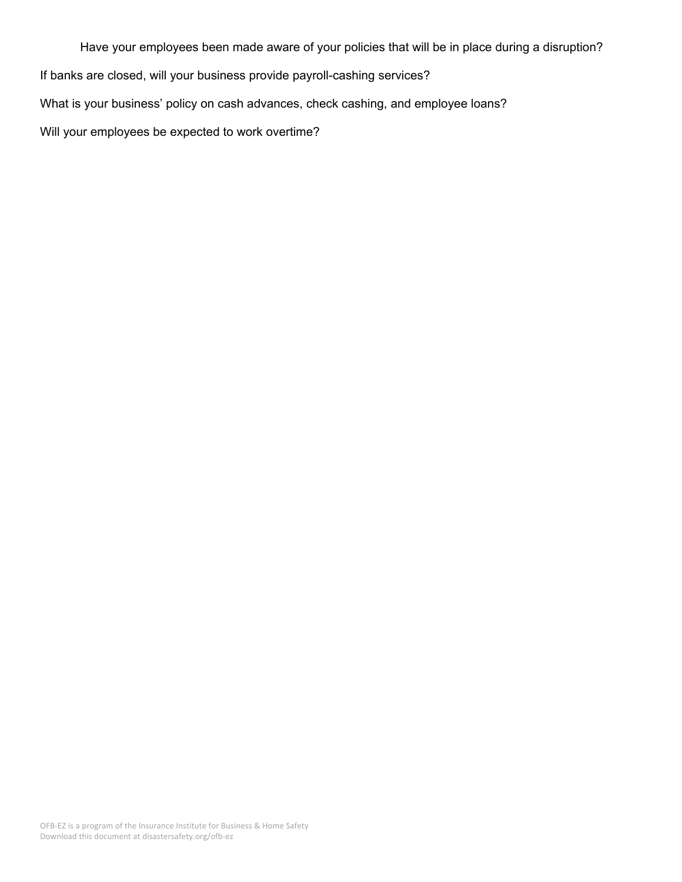Have your employees been made aware of your policies that will be in place during a disruption?

If banks are closed, will your business provide payroll-cashing services?

What is your business' policy on cash advances, check cashing, and employee loans?

Will your employees be expected to work overtime?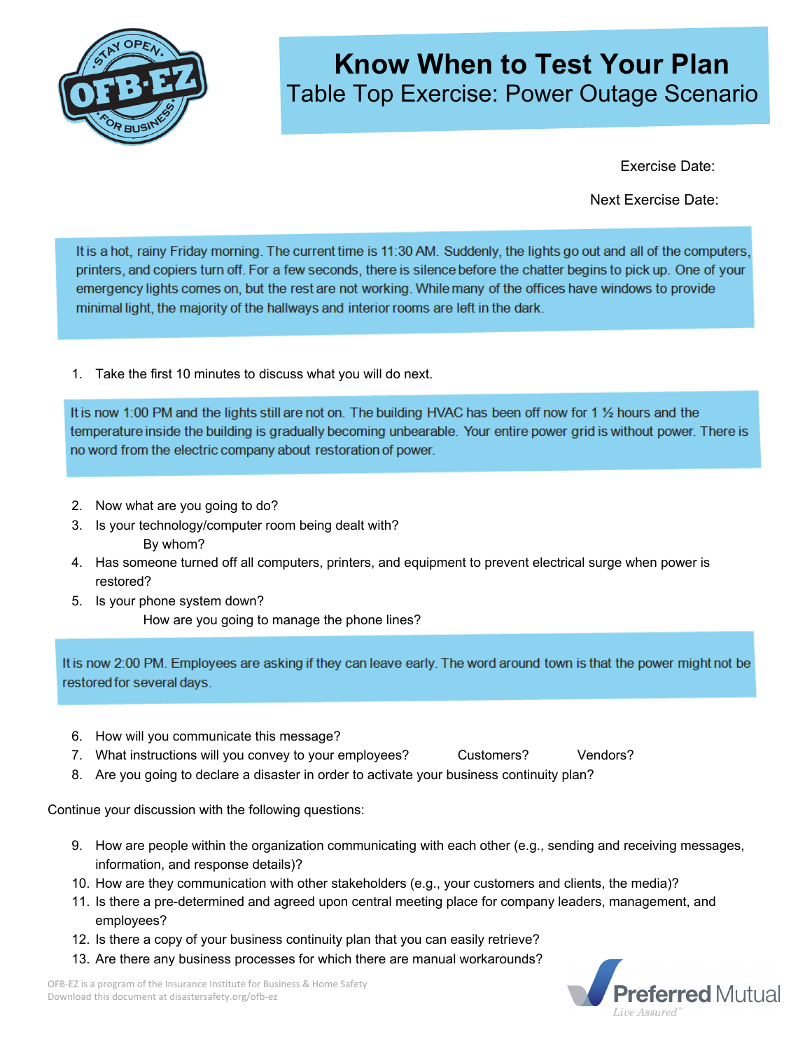# Know When to Test Your Plan

## Table Top Exercise: Power Outage Scenario

Exercise Date:

Next Exercise Date:

It is a hot, rainy Friday morning. The current time is 11:30 AM. Suddenly, the lights go out and all of the computers, printers, and copiers turn off. For a few seconds, there is silence before the chatter begins to pick up. One of your emergency lights comes on, but the rest are not working. While many of the offices have windows to provide minimal light, the majority of the hallways and interior rooms are left in the dark.

1. Take the first 10 minutes to discuss what you will do next.

It is now 1:00 PM and the lights still are not on. The building HVAC has been off now for 1 ½ hours and the temperature inside the building is gradually becoming unbearable. Your entire power grid is without power. There is no word from the electric company about restoration of power.

2. Now what are you going to do?
3. Is your technology/computer room being dealt with?
   By whom?
4. Has someone turned off all computers, printers, and equipment to prevent electrical surge when power is restored?
5. Is your phone system down?
   How are you going to manage the phone lines?

It is now 2:00 PM. Employees are asking if they can leave early. The word around town is that the power might not be restored for several days.

6. How will you communicate this message?
7. What instructions will you convey to your employees? Customers? Vendors?
8. Are you going to declare a disaster in order to activate your business continuity plan?

Continue your discussion with the following questions:

9. How are people within the organization communicating with each other (e.g., sending and receiving messages, information, and response details)?
10. How are they communication with other stakeholders (e.g., your customers and clients, the media)?
11. Is there a pre-determined and agreed upon central meeting place for company leaders, management, and employees?
12. Is there a copy of your business continuity plan that you can easily retrieve?
13. Are there any business processes for which there are manual workarounds?

OFB-EZ is a program of the Insurance Institute for Business & Home Safety
Download this document at disastersafety.org/ofb-ez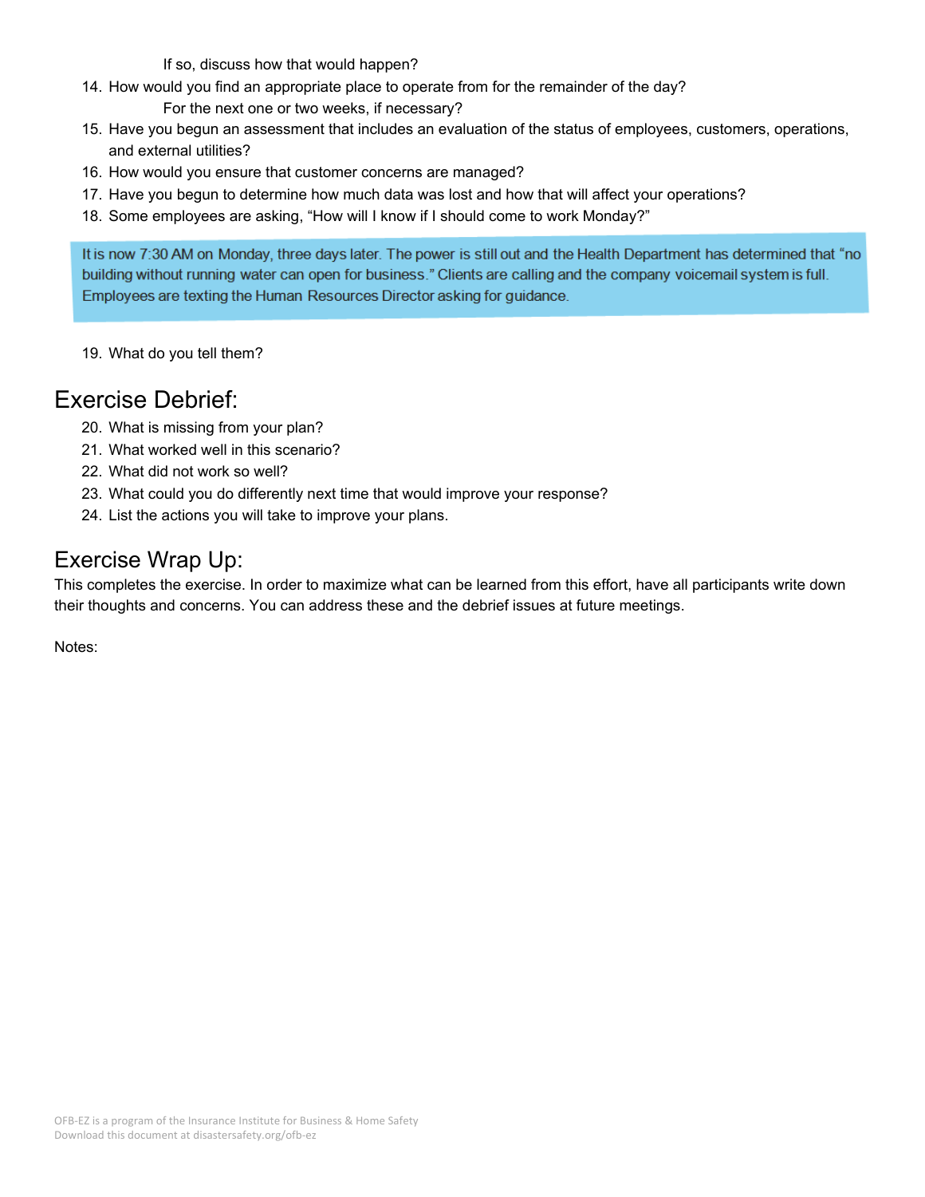If so, discuss how that would happen?

14. How would you find an appropriate place to operate from for the remainder of the day?
    For the next one or two weeks, if necessary?
15. Have you begun an assessment that includes an evaluation of the status of employees, customers, operations, and external utilities?
16. How would you ensure that customer concerns are managed?
17. Have you begun to determine how much data was lost and how that will affect your operations?
18. Some employees are asking, "How will I know if I should come to work Monday?"

It is now 7:30 AM on Monday, three days later. The power is still out and the Health Department has determined that "no building without running water can open for business." Clients are calling and the company voicemail system is full. Employees are texting the Human Resources Director asking for guidance.

19. What do you tell them?

## Exercise Debrief:

20. What is missing from your plan?
21. What worked well in this scenario?
22. What did not work so well?
23. What could you do differently next time that would improve your response?
24. List the actions you will take to improve your plans.

## Exercise Wrap Up:

This completes the exercise. In order to maximize what can be learned from this effort, have all participants write down their thoughts and concerns. You can address these and the debrief issues at future meetings.

Notes: